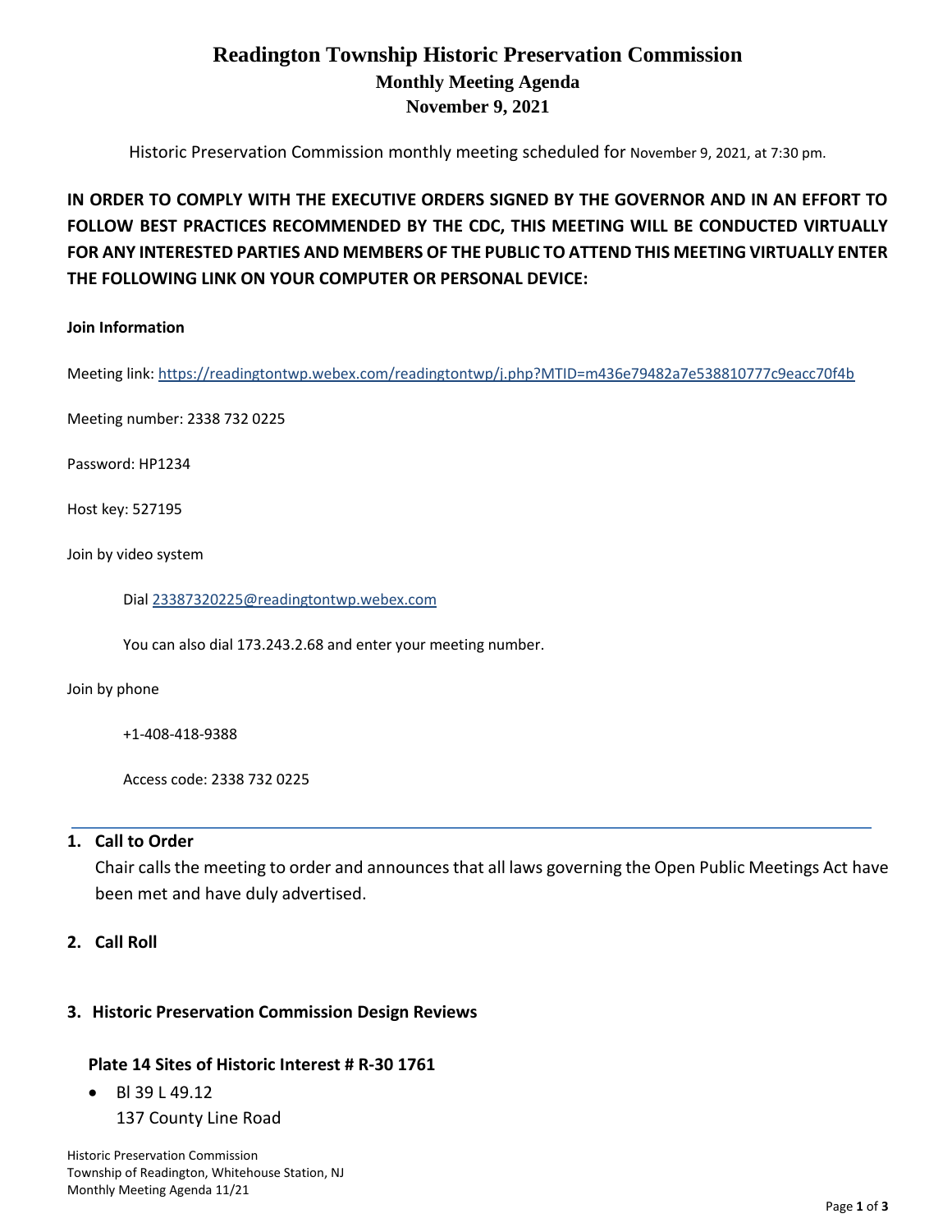# Readington Township Historic Preservation Commission

## Monthly Meeting Agenda

## November 9, 2021

Historic Preservation Commission monthly meeting scheduled for November 9, 2021, at 7:30 pm.

**IN ORDER TO COMPLY WITH THE EXECUTIVE ORDERS SIGNED BY THE GOVERNOR AND IN AN EFFORT TO FOLLOW BEST PRACTICES RECOMMENDED BY THE CDC, THIS MEETING WILL BE CONDUCTED VIRTUALLY FOR ANY INTERESTED PARTIES AND MEMBERS OF THE PUBLIC TO ATTEND THIS MEETING VIRTUALLY ENTER THE FOLLOWING LINK ON YOUR COMPUTER OR PERSONAL DEVICE:**

**Join Information**

Meeting link: https://readingtontwp.webex.com/readingtontwp/j.php?MTID=m436e79482a7e538810777c9eacc70f4b

Meeting number: 2338 732 0225

Password: HP1234

Host key: 527195

Join by video system

Dial 23387320225@readingtontwp.webex.com

You can also dial 173.243.2.68 and enter your meeting number.

Join by phone

+1-408-418-9388

Access code: 2338 732 0225

---

1. **Call to Order**

   Chair calls the meeting to order and announces that all laws governing the Open Public Meetings Act have been met and have duly advertised.

2. **Call Roll**

3. **Historic Preservation Commission Design Reviews**

   **Plate 14 Sites of Historic Interest # R-30 1761**

   - Bl 39 L 49.12
     137 County Line Road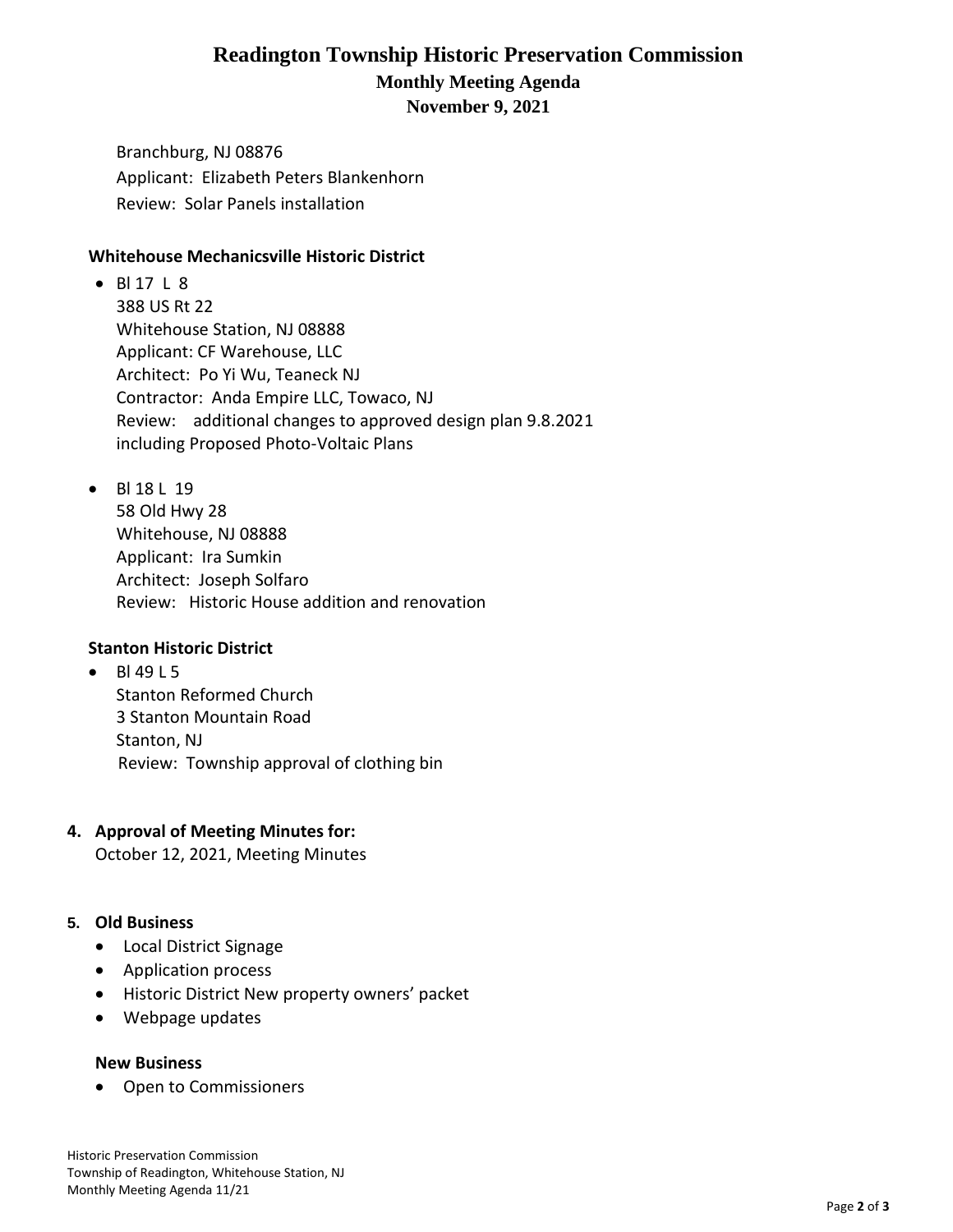Branchburg, NJ 08876
Applicant: Elizabeth Peters Blankenhorn
Review: Solar Panels installation

**Whitehouse Mechanicsville Historic District**

- Bl 17 L 8
  388 US Rt 22
  Whitehouse Station, NJ 08888
  Applicant: CF Warehouse, LLC
  Architect: Po Yi Wu, Teaneck NJ
  Contractor: Anda Empire LLC, Towaco, NJ
  Review: additional changes to approved design plan 9.8.2021 including Proposed Photo-Voltaic Plans

- Bl 18 L 19
  58 Old Hwy 28
  Whitehouse, NJ 08888
  Applicant: Ira Sumkin
  Architect: Joseph Solfaro
  Review: Historic House addition and renovation

**Stanton Historic District**

- Bl 49 L 5
  Stanton Reformed Church
  3 Stanton Mountain Road
  Stanton, NJ
  Review: Township approval of clothing bin

**4. Approval of Meeting Minutes for:**
October 12, 2021, Meeting Minutes

**5. Old Business**

- Local District Signage
- Application process
- Historic District New property owners' packet
- Webpage updates

**New Business**

- Open to Commissioners

Historic Preservation Commission
Township of Readington, Whitehouse Station, NJ
Monthly Meeting Agenda 11/21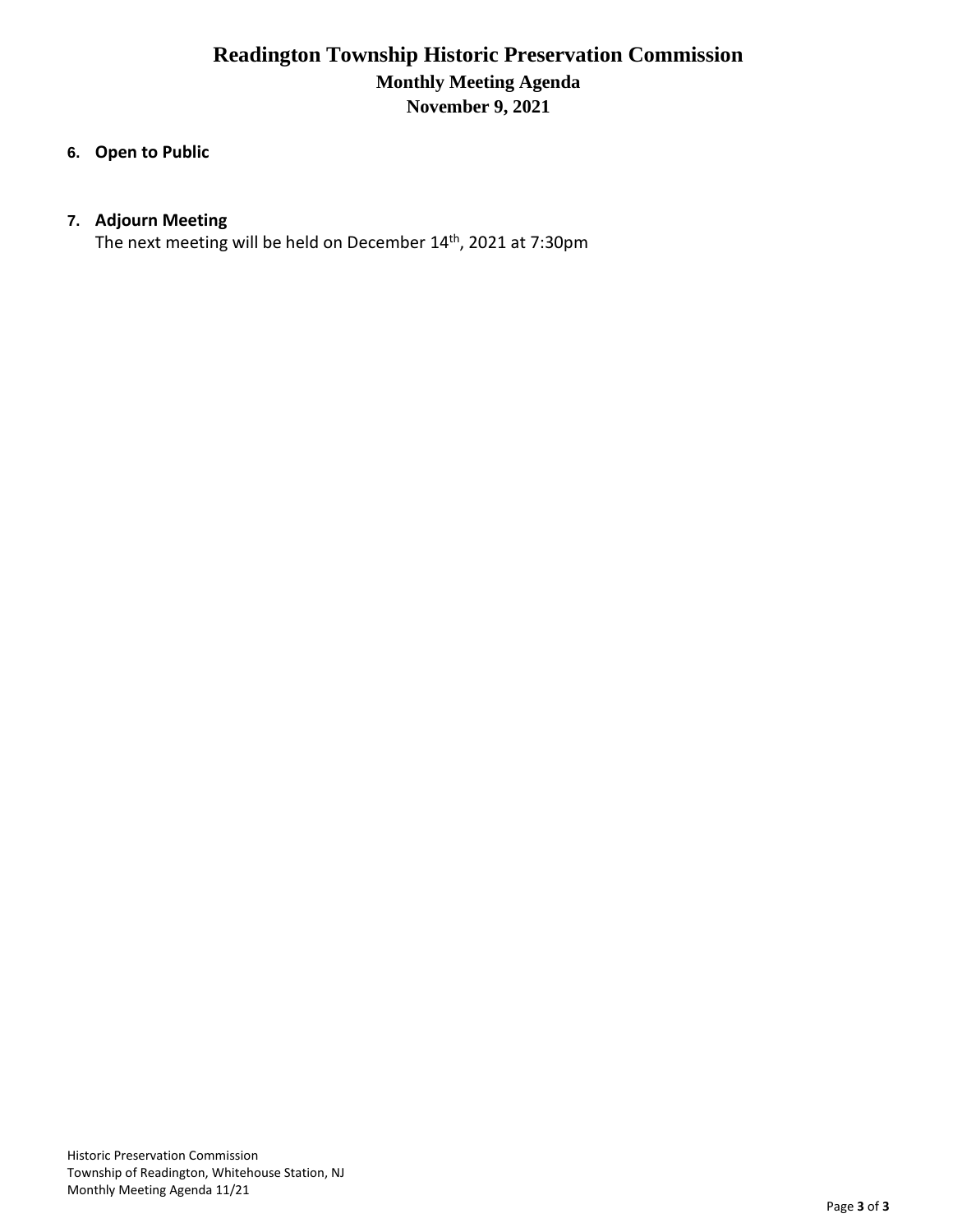**6. Open to Public**

**7. Adjourn Meeting**

The next meeting will be held on December 14th, 2021 at 7:30pm